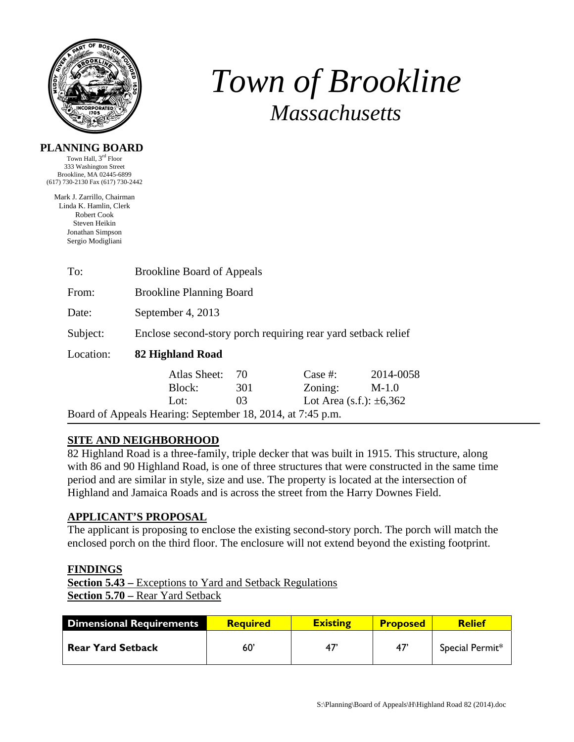# *Town of Brookline*

## *Massachusetts*

**PLANNING BOARD**

Town Hall, 3rd Floor
333 Washington Street
Brookline, MA 02445-6899
(617) 730-2130 Fax (617) 730-2442

Mark J. Zarrillo, Chairman
Linda K. Hamlin, Clerk
Robert Cook
Steven Heikin
Jonathan Simpson
Sergio Modigliani

To: Brookline Board of Appeals

From: Brookline Planning Board

Date: September 4, 2013

Subject: Enclose second-story porch requiring rear yard setback relief

Location: **82 Highland Road**

| | | | |
|---|---|---|---|
| Atlas Sheet: | 70 | Case #: | 2014-0058 |
| Block: | 301 | Zoning: | M-1.0 |
| Lot: | 03 | Lot Area (s.f.): ±6,362 | |

Board of Appeals Hearing: September 18, 2014, at 7:45 p.m.

## SITE AND NEIGHBORHOOD

82 Highland Road is a three-family, triple decker that was built in 1915. This structure, along with 86 and 90 Highland Road, is one of three structures that were constructed in the same time period and are similar in style, size and use. The property is located at the intersection of Highland and Jamaica Roads and is across the street from the Harry Downes Field.

## APPLICANT'S PROPOSAL

The applicant is proposing to enclose the existing second-story porch. The porch will match the enclosed porch on the third floor. The enclosure will not extend beyond the existing footprint.

## FINDINGS

**Section 5.43 –** Exceptions to Yard and Setback Regulations
**Section 5.70 –** Rear Yard Setback

| Dimensional Requirements | Required | Existing | Proposed | Relief |
|---|---|---|---|---|
| Rear Yard Setback | 60' | 47' | 47' | Special Permit* |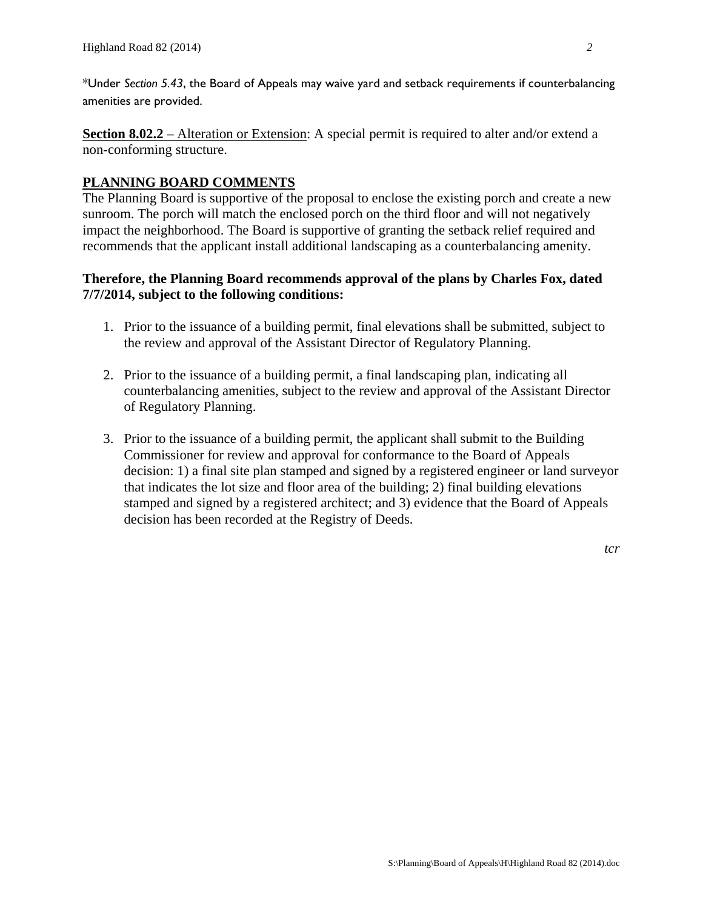*Under *Section 5.43*, the Board of Appeals may waive yard and setback requirements if counterbalancing amenities are provided.

**Section 8.02.2** – Alteration or Extension: A special permit is required to alter and/or extend a non-conforming structure.

## PLANNING BOARD COMMENTS

The Planning Board is supportive of the proposal to enclose the existing porch and create a new sunroom. The porch will match the enclosed porch on the third floor and will not negatively impact the neighborhood. The Board is supportive of granting the setback relief required and recommends that the applicant install additional landscaping as a counterbalancing amenity.

**Therefore, the Planning Board recommends approval of the plans by Charles Fox, dated 7/7/2014, subject to the following conditions:**

1. Prior to the issuance of a building permit, final elevations shall be submitted, subject to the review and approval of the Assistant Director of Regulatory Planning.

2. Prior to the issuance of a building permit, a final landscaping plan, indicating all counterbalancing amenities, subject to the review and approval of the Assistant Director of Regulatory Planning.

3. Prior to the issuance of a building permit, the applicant shall submit to the Building Commissioner for review and approval for conformance to the Board of Appeals decision: 1) a final site plan stamped and signed by a registered engineer or land surveyor that indicates the lot size and floor area of the building; 2) final building elevations stamped and signed by a registered architect; and 3) evidence that the Board of Appeals decision has been recorded at the Registry of Deeds.

*tcr*